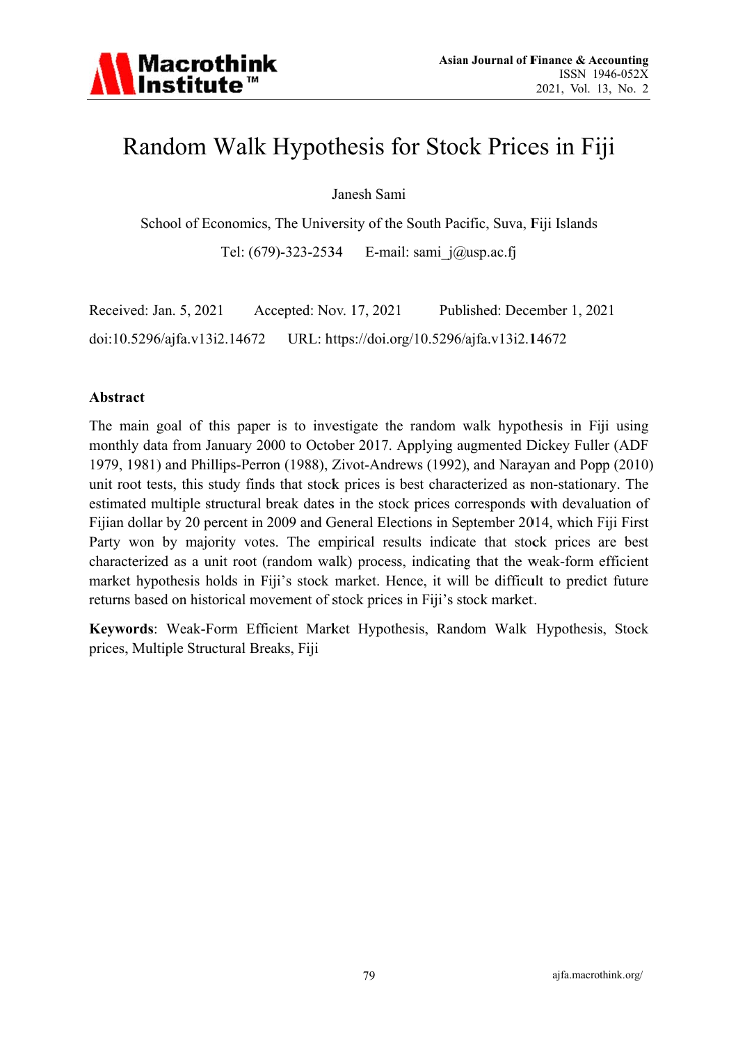# Random Walk Hypothesis for Stock Prices in Fiji

Janesh Sami

School of Economics, The University of the South Pacific, Suva, Fiji Islands

Tel: (679)-323-2534 E-mail: sami_j@usp.ac.fj

Received: Jan. 5, 2021 Accepted: Nov. 17, 2021 Published: December 1, 2021

doi:10.5296/ajfa.v13i2.14672 URL: https://doi.org/10.5296/ajfa.v13i2.14672

## Abstract

The main goal of this paper is to investigate the random walk hypothesis in Fiji using monthly data from January 2000 to October 2017. Applying augmented Dickey Fuller (ADF 1979, 1981) and Phillips-Perron (1988), Zivot-Andrews (1992), and Narayan and Popp (2010) unit root tests, this study finds that stock prices is best characterized as non-stationary. The estimated multiple structural break dates in the stock prices corresponds with devaluation of Fijian dollar by 20 percent in 2009 and General Elections in September 2014, which Fiji First Party won by majority votes. The empirical results indicate that stock prices are best characterized as a unit root (random walk) process, indicating that the weak-form efficient market hypothesis holds in Fiji's stock market. Hence, it will be difficult to predict future returns based on historical movement of stock prices in Fiji's stock market.

**Keywords**: Weak-Form Efficient Market Hypothesis, Random Walk Hypothesis, Stock prices, Multiple Structural Breaks, Fiji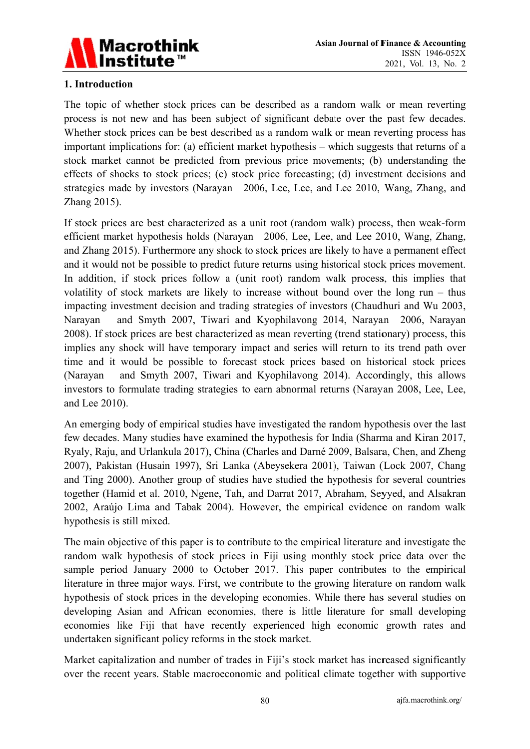## 1. Introduction

The topic of whether stock prices can be described as a random walk or mean reverting process is not new and has been subject of significant debate over the past few decades. Whether stock prices can be best described as a random walk or mean reverting process has important implications for: (a) efficient market hypothesis – which suggests that returns of a stock market cannot be predicted from previous price movements; (b) understanding the effects of shocks to stock prices; (c) stock price forecasting; (d) investment decisions and strategies made by investors (Narayan 2006, Lee, Lee, and Lee 2010, Wang, Zhang, and Zhang 2015).

If stock prices are best characterized as a unit root (random walk) process, then weak-form efficient market hypothesis holds (Narayan 2006, Lee, Lee, and Lee 2010, Wang, Zhang, and Zhang 2015). Furthermore any shock to stock prices are likely to have a permanent effect and it would not be possible to predict future returns using historical stock prices movement. In addition, if stock prices follow a (unit root) random walk process, this implies that volatility of stock markets are likely to increase without bound over the long run – thus impacting investment decision and trading strategies of investors (Chaudhuri and Wu 2003, Narayan and Smyth 2007, Tiwari and Kyophilavong 2014, Narayan 2006, Narayan 2008). If stock prices are best characterized as mean reverting (trend stationary) process, this implies any shock will have temporary impact and series will return to its trend path over time and it would be possible to forecast stock prices based on historical stock prices (Narayan and Smyth 2007, Tiwari and Kyophilavong 2014). Accordingly, this allows investors to formulate trading strategies to earn abnormal returns (Narayan 2008, Lee, Lee, and Lee 2010).

An emerging body of empirical studies have investigated the random hypothesis over the last few decades. Many studies have examined the hypothesis for India (Sharma and Kiran 2017, Ryaly, Raju, and Urlankula 2017), China (Charles and Darné 2009, Balsara, Chen, and Zheng 2007), Pakistan (Husain 1997), Sri Lanka (Abeysekera 2001), Taiwan (Lock 2007, Chang and Ting 2000). Another group of studies have studied the hypothesis for several countries together (Hamid et al. 2010, Ngene, Tah, and Darrat 2017, Abraham, Seyyed, and Alsakran 2002, Araújo Lima and Tabak 2004). However, the empirical evidence on random walk hypothesis is still mixed.

The main objective of this paper is to contribute to the empirical literature and investigate the random walk hypothesis of stock prices in Fiji using monthly stock price data over the sample period January 2000 to October 2017. This paper contributes to the empirical literature in three major ways. First, we contribute to the growing literature on random walk hypothesis of stock prices in the developing economies. While there has several studies on developing Asian and African economies, there is little literature for small developing economies like Fiji that have recently experienced high economic growth rates and undertaken significant policy reforms in the stock market.

Market capitalization and number of trades in Fiji's stock market has increased significantly over the recent years. Stable macroeconomic and political climate together with supportive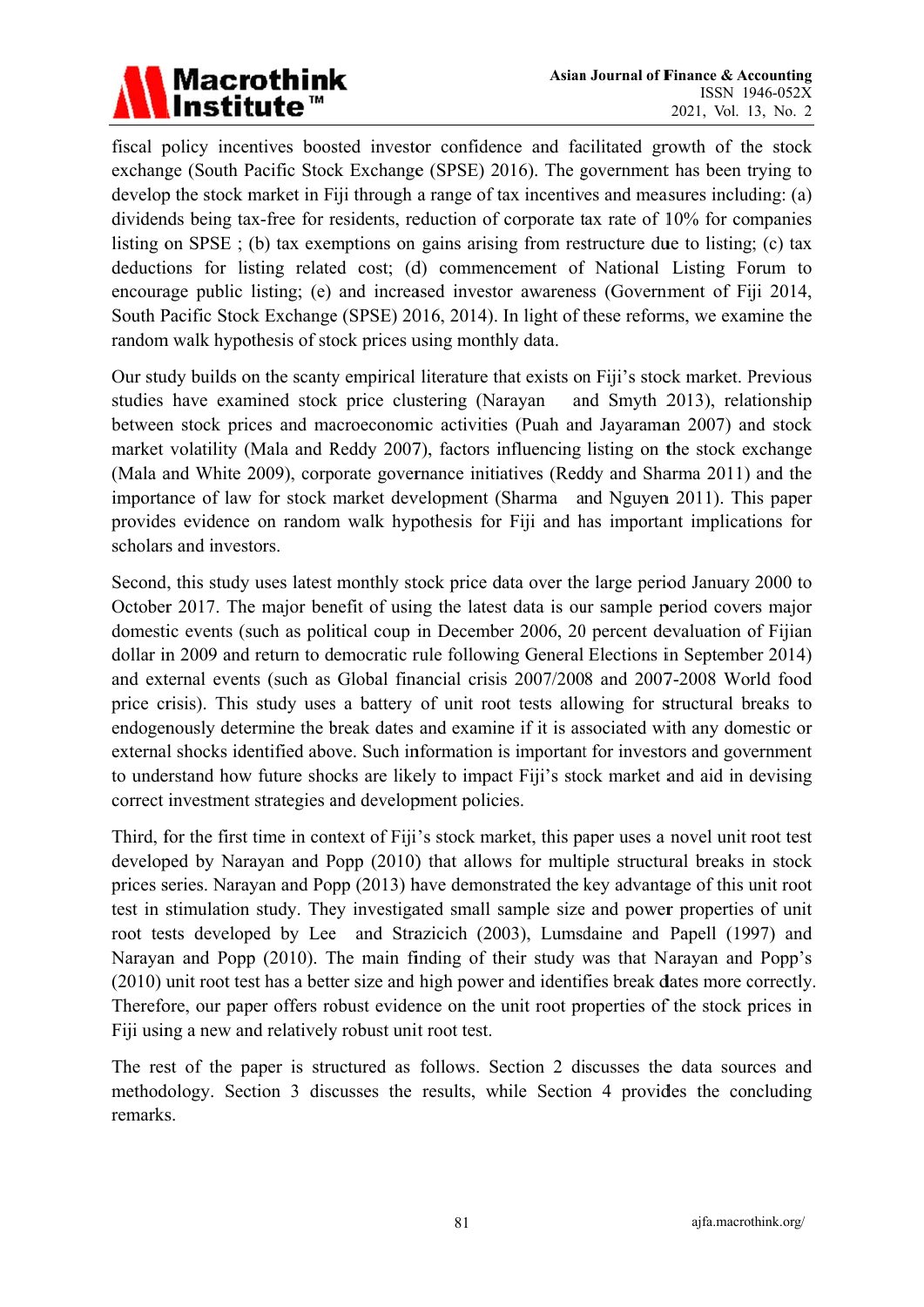fiscal policy incentives boosted investor confidence and facilitated growth of the stock exchange (South Pacific Stock Exchange (SPSE) 2016). The government has been trying to develop the stock market in Fiji through a range of tax incentives and measures including: (a) dividends being tax-free for residents, reduction of corporate tax rate of 10% for companies listing on SPSE ; (b) tax exemptions on gains arising from restructure due to listing; (c) tax deductions for listing related cost; (d) commencement of National Listing Forum to encourage public listing; (e) and increased investor awareness (Government of Fiji 2014, South Pacific Stock Exchange (SPSE) 2016, 2014). In light of these reforms, we examine the random walk hypothesis of stock prices using monthly data.

Our study builds on the scanty empirical literature that exists on Fiji's stock market. Previous studies have examined stock price clustering (Narayan and Smyth 2013), relationship between stock prices and macroeconomic activities (Puah and Jayaraman 2007) and stock market volatility (Mala and Reddy 2007), factors influencing listing on the stock exchange (Mala and White 2009), corporate governance initiatives (Reddy and Sharma 2011) and the importance of law for stock market development (Sharma and Nguyen 2011). This paper provides evidence on random walk hypothesis for Fiji and has important implications for scholars and investors.

Second, this study uses latest monthly stock price data over the large period January 2000 to October 2017. The major benefit of using the latest data is our sample period covers major domestic events (such as political coup in December 2006, 20 percent devaluation of Fijian dollar in 2009 and return to democratic rule following General Elections in September 2014) and external events (such as Global financial crisis 2007/2008 and 2007-2008 World food price crisis). This study uses a battery of unit root tests allowing for structural breaks to endogenously determine the break dates and examine if it is associated with any domestic or external shocks identified above. Such information is important for investors and government to understand how future shocks are likely to impact Fiji's stock market and aid in devising correct investment strategies and development policies.

Third, for the first time in context of Fiji's stock market, this paper uses a novel unit root test developed by Narayan and Popp (2010) that allows for multiple structural breaks in stock prices series. Narayan and Popp (2013) have demonstrated the key advantage of this unit root test in stimulation study. They investigated small sample size and power properties of unit root tests developed by Lee and Strazicich (2003), Lumsdaine and Papell (1997) and Narayan and Popp (2010). The main finding of their study was that Narayan and Popp's (2010) unit root test has a better size and high power and identifies break dates more correctly. Therefore, our paper offers robust evidence on the unit root properties of the stock prices in Fiji using a new and relatively robust unit root test.

The rest of the paper is structured as follows. Section 2 discusses the data sources and methodology. Section 3 discusses the results, while Section 4 provides the concluding remarks.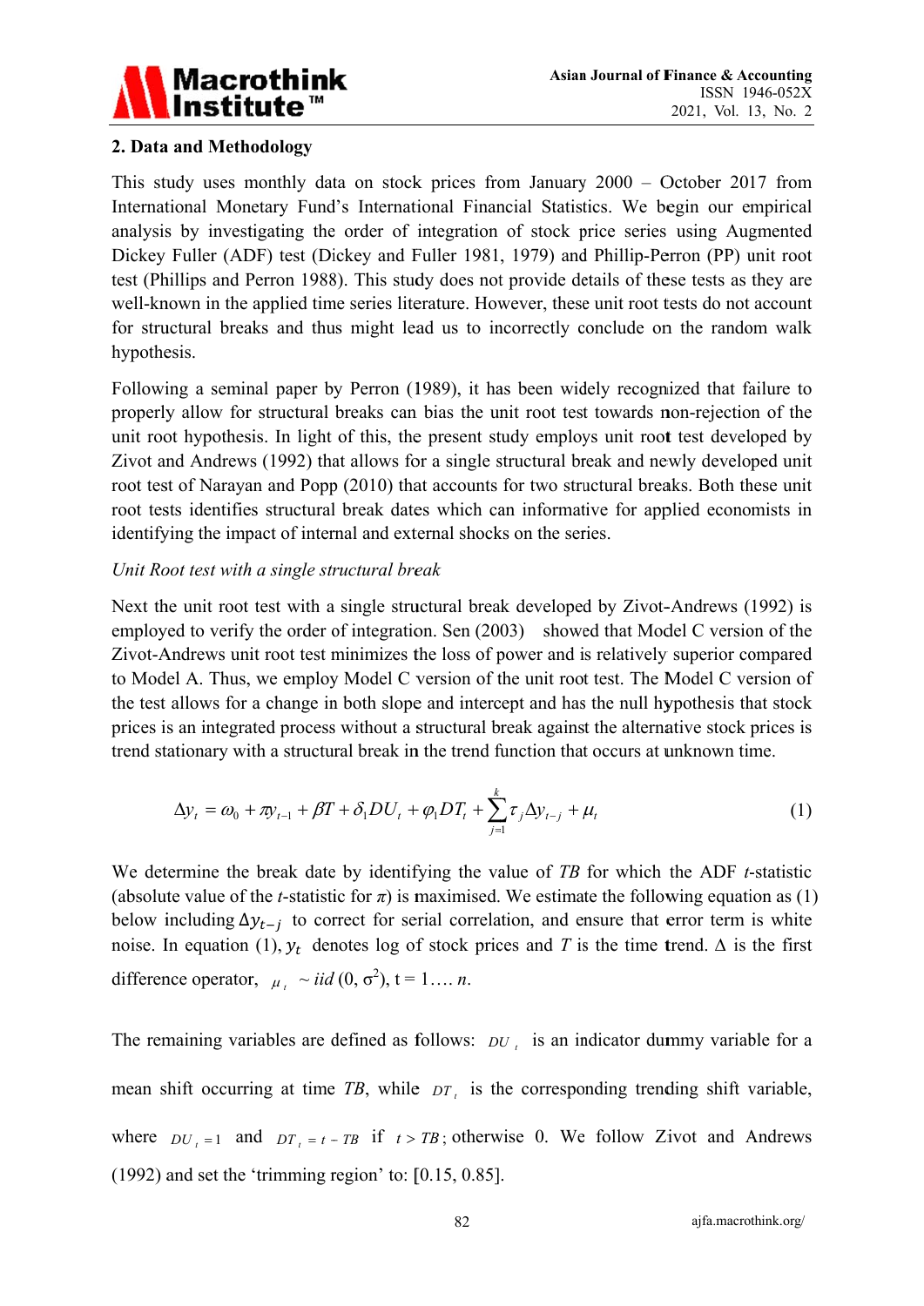## 2. Data and Methodology

This study uses monthly data on stock prices from January 2000 – October 2017 from International Monetary Fund's International Financial Statistics. We begin our empirical analysis by investigating the order of integration of stock price series using Augmented Dickey Fuller (ADF) test (Dickey and Fuller 1981, 1979) and Phillip-Perron (PP) unit root test (Phillips and Perron 1988). This study does not provide details of these tests as they are well-known in the applied time series literature. However, these unit root tests do not account for structural breaks and thus might lead us to incorrectly conclude on the random walk hypothesis.

Following a seminal paper by Perron (1989), it has been widely recognized that failure to properly allow for structural breaks can bias the unit root test towards non-rejection of the unit root hypothesis. In light of this, the present study employs unit root test developed by Zivot and Andrews (1992) that allows for a single structural break and newly developed unit root test of Narayan and Popp (2010) that accounts for two structural breaks. Both these unit root tests identifies structural break dates which can informative for applied economists in identifying the impact of internal and external shocks on the series.

*Unit Root test with a single structural break*

Next the unit root test with a single structural break developed by Zivot-Andrews (1992) is employed to verify the order of integration. Sen (2003) showed that Model C version of the Zivot-Andrews unit root test minimizes the loss of power and is relatively superior compared to Model A. Thus, we employ Model C version of the unit root test. The Model C version of the test allows for a change in both slope and intercept and has the null hypothesis that stock prices is an integrated process without a structural break against the alternative stock prices is trend stationary with a structural break in the trend function that occurs at unknown time.

$$\Delta y_t = \omega_0 + \pi y_{t-1} + \beta T + \delta_1 DU_t + \varphi_1 DT_t + \sum_{j=1}^{k} \tau_j \Delta y_{t-j} + \mu_t \tag{1}$$

We determine the break date by identifying the value of *TB* for which the ADF *t*-statistic (absolute value of the *t*-statistic for $\pi$) is maximised. We estimate the following equation as (1) below including $\Delta y_{t-j}$ to correct for serial correlation, and ensure that error term is white noise. In equation (1), $y_t$ denotes log of stock prices and *T* is the time trend. $\Delta$ is the first difference operator, $\mu_t \sim iid\,(0, \sigma^2)$, t = 1…. *n*.

The remaining variables are defined as follows: $DU_t$ is an indicator dummy variable for a mean shift occurring at time *TB*, while $DT_t$ is the corresponding trending shift variable, where $DU_t = 1$ and $DT_t = t - TB$ if $t > TB$; otherwise 0. We follow Zivot and Andrews (1992) and set the 'trimming region' to: [0.15, 0.85].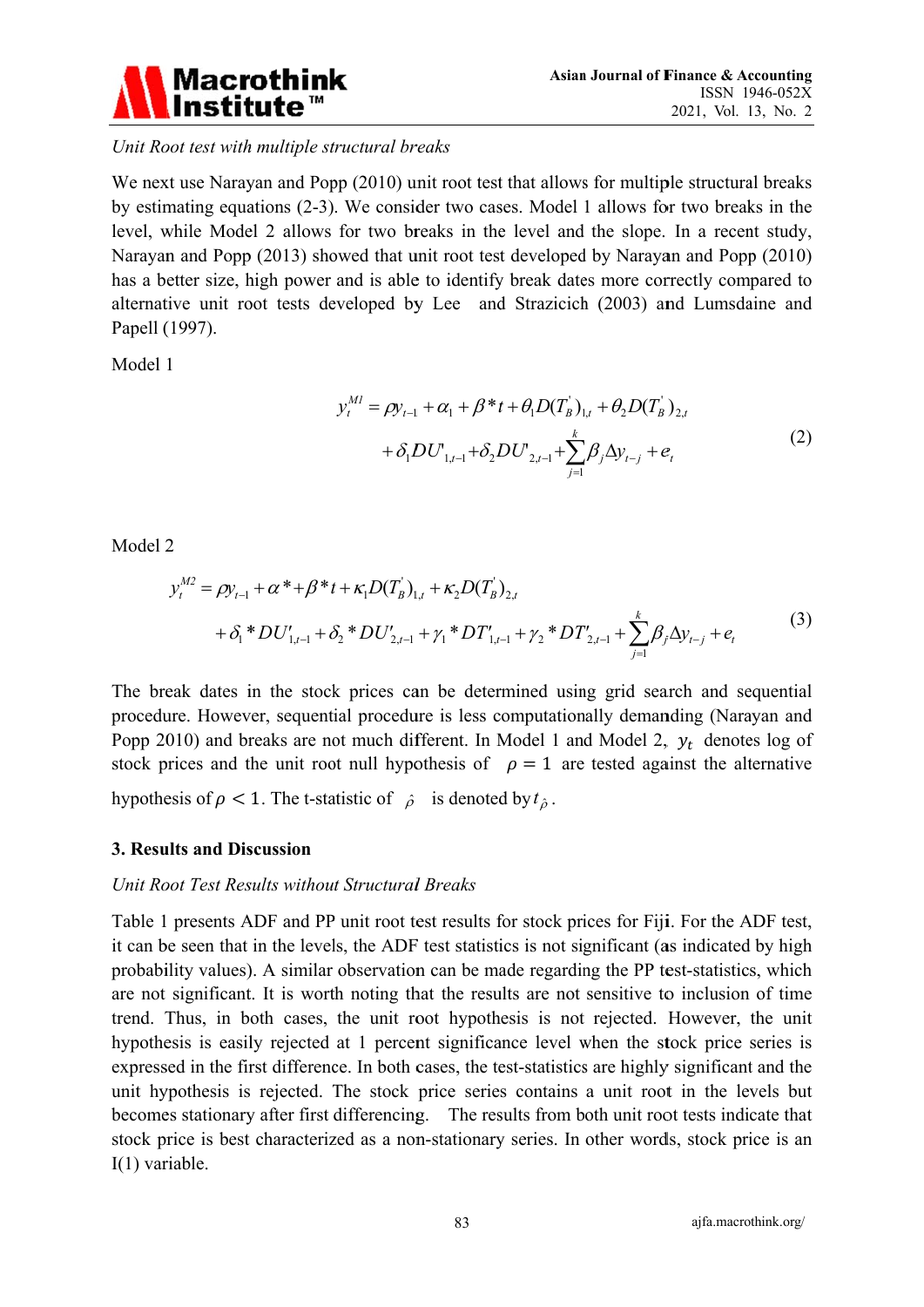*Unit Root test with multiple structural breaks*

We next use Narayan and Popp (2010) unit root test that allows for multiple structural breaks by estimating equations (2-3). We consider two cases. Model 1 allows for two breaks in the level, while Model 2 allows for two breaks in the level and the slope. In a recent study, Narayan and Popp (2013) showed that unit root test developed by Narayan and Popp (2010) has a better size, high power and is able to identify break dates more correctly compared to alternative unit root tests developed by Lee and Strazicich (2003) and Lumsdaine and Papell (1997).

Model 1

$$
\begin{aligned}
y_t^{M1} &= \rho y_{t-1} + \alpha_1 + \beta * t + \theta_1 D(T_B^{'})_{1,t} + \theta_2 D(T_B^{'})_{2,t} \\
&\quad + \delta_1 DU'_{1,t-1} + \delta_2 DU'_{2,t-1} + \sum_{j=1}^{k} \beta_j \Delta y_{t-j} + e_t
\end{aligned}
\tag{2}
$$

Model 2

$$
\begin{aligned}
y_t^{M2} &= \rho y_{t-1} + \alpha * + \beta * t + \kappa_1 D(T_B^{'})_{1,t} + \kappa_2 D(T_B^{'})_{2,t} \\
&\quad + \delta_1 * DU'_{1,t-1} + \delta_2 * DU'_{2,t-1} + \gamma_1 * DT'_{1,t-1} + \gamma_2 * DT'_{2,t-1} + \sum_{j=1}^{k} \beta_j \Delta y_{t-j} + e_t
\end{aligned}
\tag{3}
$$

The break dates in the stock prices can be determined using grid search and sequential procedure. However, sequential procedure is less computationally demanding (Narayan and Popp 2010) and breaks are not much different. In Model 1 and Model 2, $y_t$ denotes log of stock prices and the unit root null hypothesis of $\rho = 1$ are tested against the alternative hypothesis of $\rho < 1$. The t-statistic of $\hat{\rho}$ is denoted by $t_{\hat{\rho}}$.

## 3. Results and Discussion

*Unit Root Test Results without Structural Breaks*

Table 1 presents ADF and PP unit root test results for stock prices for Fiji. For the ADF test, it can be seen that in the levels, the ADF test statistics is not significant (as indicated by high probability values). A similar observation can be made regarding the PP test-statistics, which are not significant. It is worth noting that the results are not sensitive to inclusion of time trend. Thus, in both cases, the unit root hypothesis is not rejected. However, the unit hypothesis is easily rejected at 1 percent significance level when the stock price series is expressed in the first difference. In both cases, the test-statistics are highly significant and the unit hypothesis is rejected. The stock price series contains a unit root in the levels but becomes stationary after first differencing. The results from both unit root tests indicate that stock price is best characterized as a non-stationary series. In other words, stock price is an I(1) variable.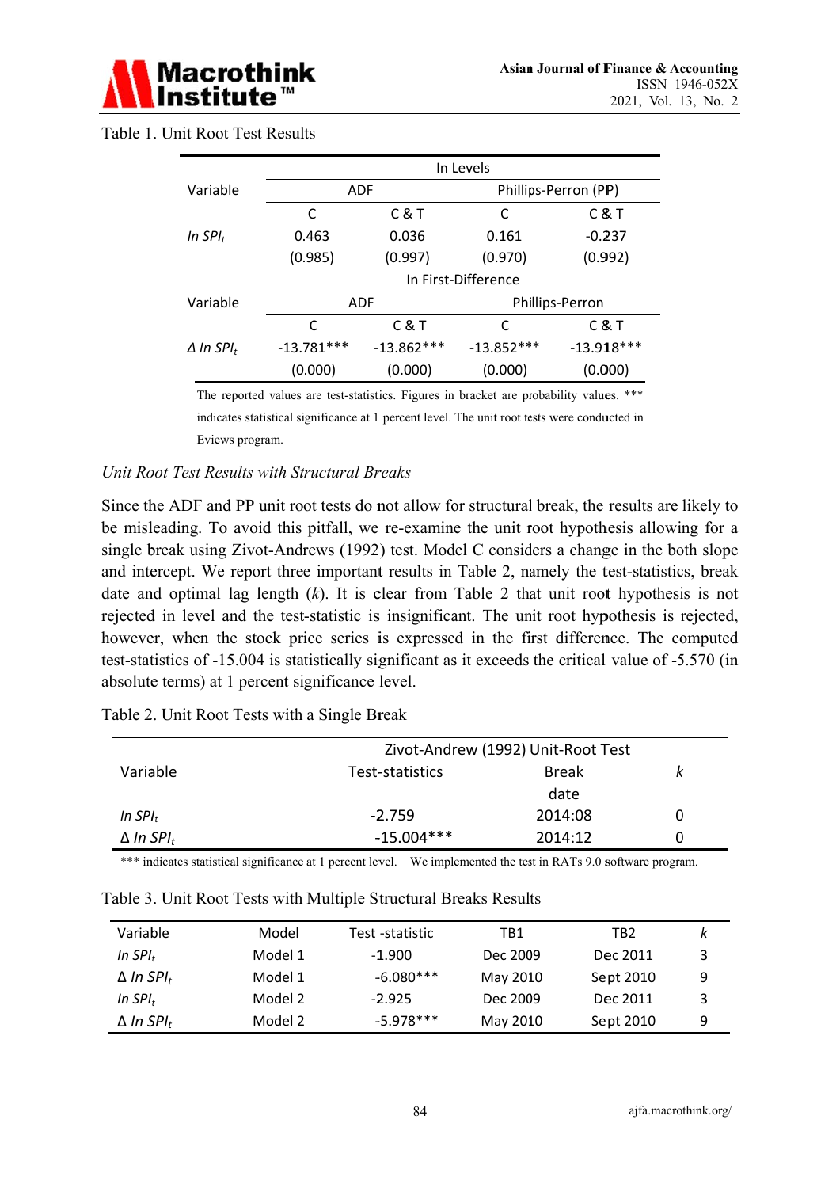Table 1. Unit Root Test Results

| Variable | In Levels | | | |
|---|---|---|---|---|
| | ADF | | Phillips-Perron (PP) | |
| | C | C & T | C | C & T |
| *ln SPI$_t$* | 0.463 | 0.036 | 0.161 | -0.237 |
| | (0.985) | (0.997) | (0.970) | (0.992) |
| | In First-Difference | | | |
| Variable | ADF | | Phillips-Perron | |
| | C | C & T | C | C & T |
| *Δ ln SPI$_t$* | -13.781*** | -13.862*** | -13.852*** | -13.918*** |
| | (0.000) | (0.000) | (0.000) | (0.000) |

The reported values are test-statistics. Figures in bracket are probability values. *** indicates statistical significance at 1 percent level. The unit root tests were conducted in Eviews program.

*Unit Root Test Results with Structural Breaks*

Since the ADF and PP unit root tests do not allow for structural break, the results are likely to be misleading. To avoid this pitfall, we re-examine the unit root hypothesis allowing for a single break using Zivot-Andrews (1992) test. Model C considers a change in the both slope and intercept. We report three important results in Table 2, namely the test-statistics, break date and optimal lag length ($k$). It is clear from Table 2 that unit root hypothesis is not rejected in level and the test-statistic is insignificant. The unit root hypothesis is rejected, however, when the stock price series is expressed in the first difference. The computed test-statistics of -15.004 is statistically significant as it exceeds the critical value of -5.570 (in absolute terms) at 1 percent significance level.

Table 2. Unit Root Tests with a Single Break

| Variable | Zivot-Andrew (1992) Unit-Root Test | | |
|---|---|---|---|
| | Test-statistics | Break date | *k* |
| *ln SPI$_t$* | -2.759 | 2014:08 | 0 |
| Δ *ln SPI$_t$* | -15.004*** | 2014:12 | 0 |

*** indicates statistical significance at 1 percent level. We implemented the test in RATs 9.0 software program.

Table 3. Unit Root Tests with Multiple Structural Breaks Results

| Variable | Model | Test -statistic | TB1 | TB2 | *k* |
|---|---|---|---|---|---|
| *ln SPI$_t$* | Model 1 | -1.900 | Dec 2009 | Dec 2011 | 3 |
| Δ *ln SPI$_t$* | Model 1 | -6.080*** | May 2010 | Sept 2010 | 9 |
| *ln SPI$_t$* | Model 2 | -2.925 | Dec 2009 | Dec 2011 | 3 |
| Δ *ln SPI$_t$* | Model 2 | -5.978*** | May 2010 | Sept 2010 | 9 |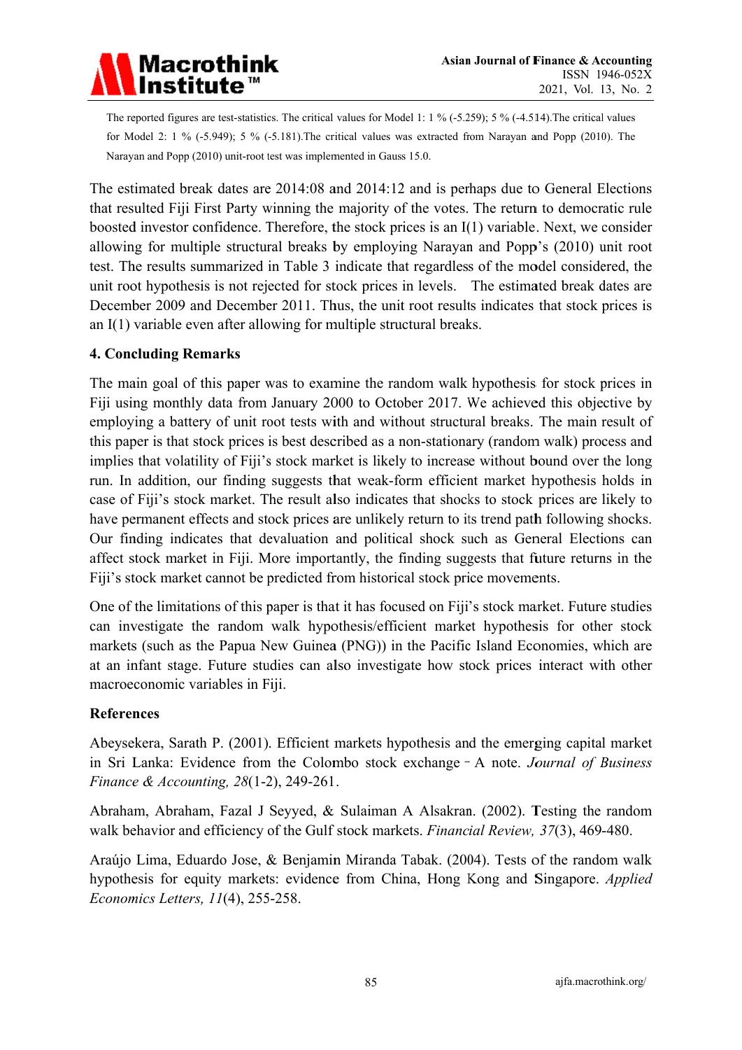The reported figures are test-statistics. The critical values for Model 1: 1 % (-5.259); 5 % (-4.514).The critical values for Model 2: 1 % (-5.949); 5 % (-5.181).The critical values was extracted from Narayan and Popp (2010). The Narayan and Popp (2010) unit-root test was implemented in Gauss 15.0.

The estimated break dates are 2014:08 and 2014:12 and is perhaps due to General Elections that resulted Fiji First Party winning the majority of the votes. The return to democratic rule boosted investor confidence. Therefore, the stock prices is an I(1) variable. Next, we consider allowing for multiple structural breaks by employing Narayan and Popp's (2010) unit root test. The results summarized in Table 3 indicate that regardless of the model considered, the unit root hypothesis is not rejected for stock prices in levels. The estimated break dates are December 2009 and December 2011. Thus, the unit root results indicates that stock prices is an I(1) variable even after allowing for multiple structural breaks.

## 4. Concluding Remarks

The main goal of this paper was to examine the random walk hypothesis for stock prices in Fiji using monthly data from January 2000 to October 2017. We achieved this objective by employing a battery of unit root tests with and without structural breaks. The main result of this paper is that stock prices is best described as a non-stationary (random walk) process and implies that volatility of Fiji's stock market is likely to increase without bound over the long run. In addition, our finding suggests that weak-form efficient market hypothesis holds in case of Fiji's stock market. The result also indicates that shocks to stock prices are likely to have permanent effects and stock prices are unlikely return to its trend path following shocks. Our finding indicates that devaluation and political shock such as General Elections can affect stock market in Fiji. More importantly, the finding suggests that future returns in the Fiji's stock market cannot be predicted from historical stock price movements.

One of the limitations of this paper is that it has focused on Fiji's stock market. Future studies can investigate the random walk hypothesis/efficient market hypothesis for other stock markets (such as the Papua New Guinea (PNG)) in the Pacific Island Economies, which are at an infant stage. Future studies can also investigate how stock prices interact with other macroeconomic variables in Fiji.

## References

Abeysekera, Sarath P. (2001). Efficient markets hypothesis and the emerging capital market in Sri Lanka: Evidence from the Colombo stock exchange - A note. *Journal of Business Finance & Accounting, 28*(1-2), 249-261.

Abraham, Abraham, Fazal J Seyyed, & Sulaiman A Alsakran. (2002). Testing the random walk behavior and efficiency of the Gulf stock markets. *Financial Review, 37*(3), 469-480.

Araújo Lima, Eduardo Jose, & Benjamin Miranda Tabak. (2004). Tests of the random walk hypothesis for equity markets: evidence from China, Hong Kong and Singapore. *Applied Economics Letters, 11*(4), 255-258.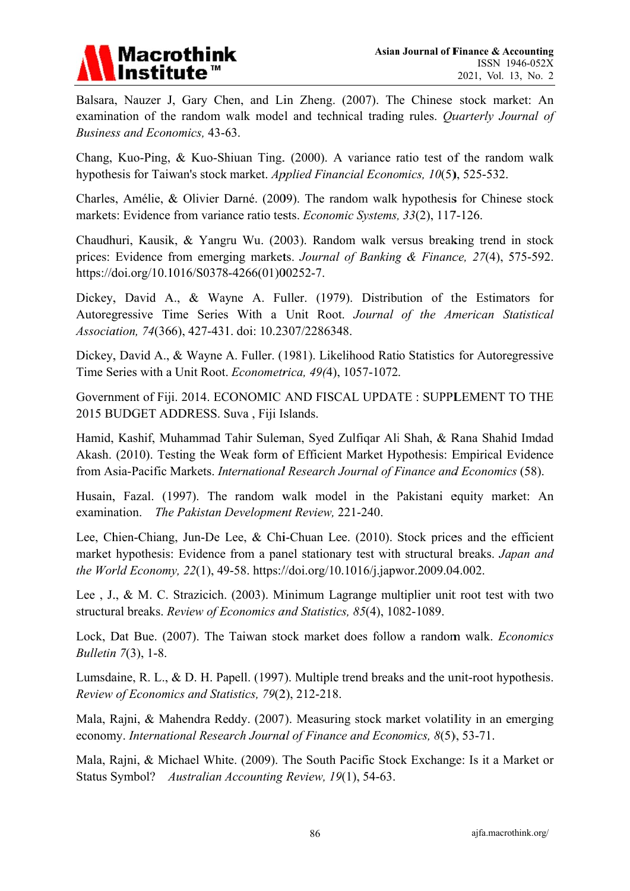Balsara, Nauzer J, Gary Chen, and Lin Zheng. (2007). The Chinese stock market: An examination of the random walk model and technical trading rules. *Quarterly Journal of Business and Economics,* 43-63.

Chang, Kuo-Ping, & Kuo-Shiuan Ting. (2000). A variance ratio test of the random walk hypothesis for Taiwan's stock market. *Applied Financial Economics, 10*(5), 525-532.

Charles, Amélie, & Olivier Darné. (2009). The random walk hypothesis for Chinese stock markets: Evidence from variance ratio tests. *Economic Systems, 33*(2), 117-126.

Chaudhuri, Kausik, & Yangru Wu. (2003). Random walk versus breaking trend in stock prices: Evidence from emerging markets. *Journal of Banking & Finance, 27*(4), 575-592. https://doi.org/10.1016/S0378-4266(01)00252-7.

Dickey, David A., & Wayne A. Fuller. (1979). Distribution of the Estimators for Autoregressive Time Series With a Unit Root. *Journal of the American Statistical Association, 74*(366), 427-431. doi: 10.2307/2286348.

Dickey, David A., & Wayne A. Fuller. (1981). Likelihood Ratio Statistics for Autoregressive Time Series with a Unit Root. *Econometrica, 49(*4), 1057-1072.

Government of Fiji. 2014. ECONOMIC AND FISCAL UPDATE : SUPPLEMENT TO THE 2015 BUDGET ADDRESS. Suva , Fiji Islands.

Hamid, Kashif, Muhammad Tahir Suleman, Syed Zulfiqar Ali Shah, & Rana Shahid Imdad Akash. (2010). Testing the Weak form of Efficient Market Hypothesis: Empirical Evidence from Asia-Pacific Markets. *International Research Journal of Finance and Economics* (58).

Husain, Fazal. (1997). The random walk model in the Pakistani equity market: An examination. *The Pakistan Development Review,* 221-240.

Lee, Chien-Chiang, Jun-De Lee, & Chi-Chuan Lee. (2010). Stock prices and the efficient market hypothesis: Evidence from a panel stationary test with structural breaks. *Japan and the World Economy, 22*(1), 49-58. https://doi.org/10.1016/j.japwor.2009.04.002.

Lee , J., & M. C. Strazicich. (2003). Minimum Lagrange multiplier unit root test with two structural breaks. *Review of Economics and Statistics, 85*(4), 1082-1089.

Lock, Dat Bue. (2007). The Taiwan stock market does follow a random walk. *Economics Bulletin 7*(3), 1-8.

Lumsdaine, R. L., & D. H. Papell. (1997). Multiple trend breaks and the unit-root hypothesis. *Review of Economics and Statistics, 79*(2), 212-218.

Mala, Rajni, & Mahendra Reddy. (2007). Measuring stock market volatility in an emerging economy. *International Research Journal of Finance and Economics, 8*(5), 53-71.

Mala, Rajni, & Michael White. (2009). The South Pacific Stock Exchange: Is it a Market or Status Symbol? *Australian Accounting Review, 19*(1), 54-63.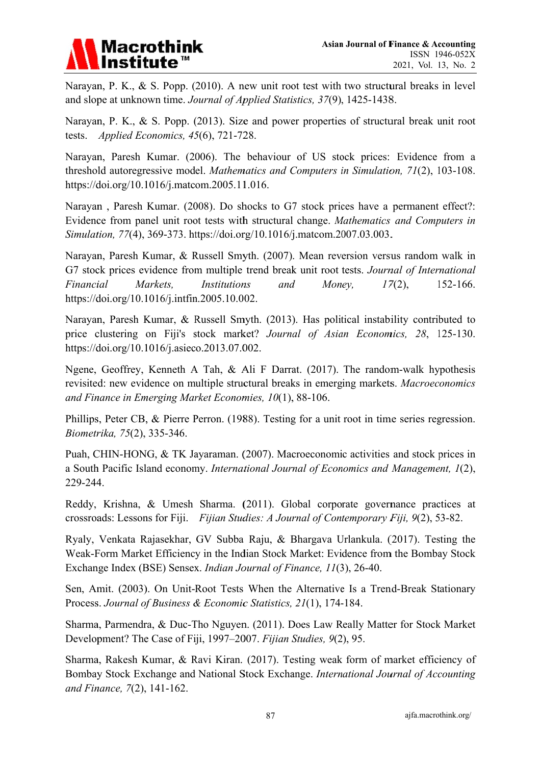Narayan, P. K., & S. Popp. (2010). A new unit root test with two structural breaks in level and slope at unknown time. *Journal of Applied Statistics, 37*(9), 1425-1438.

Narayan, P. K., & S. Popp. (2013). Size and power properties of structural break unit root tests. *Applied Economics, 45*(6), 721-728.

Narayan, Paresh Kumar. (2006). The behaviour of US stock prices: Evidence from a threshold autoregressive model. *Mathematics and Computers in Simulation, 71*(2), 103-108. https://doi.org/10.1016/j.matcom.2005.11.016.

Narayan , Paresh Kumar. (2008). Do shocks to G7 stock prices have a permanent effect?: Evidence from panel unit root tests with structural change. *Mathematics and Computers in Simulation, 77*(4), 369-373. https://doi.org/10.1016/j.matcom.2007.03.003.

Narayan, Paresh Kumar, & Russell Smyth. (2007). Mean reversion versus random walk in G7 stock prices evidence from multiple trend break unit root tests. *Journal of International Financial Markets, Institutions and Money, 17*(2), 152-166. https://doi.org/10.1016/j.intfin.2005.10.002.

Narayan, Paresh Kumar, & Russell Smyth. (2013). Has political instability contributed to price clustering on Fiji's stock market? *Journal of Asian Economics, 28*, 125-130. https://doi.org/10.1016/j.asieco.2013.07.002.

Ngene, Geoffrey, Kenneth A Tah, & Ali F Darrat. (2017). The random-walk hypothesis revisited: new evidence on multiple structural breaks in emerging markets. *Macroeconomics and Finance in Emerging Market Economies, 10*(1), 88-106.

Phillips, Peter CB, & Pierre Perron. (1988). Testing for a unit root in time series regression. *Biometrika, 75*(2), 335-346.

Puah, CHIN-HONG, & TK Jayaraman. (2007). Macroeconomic activities and stock prices in a South Pacific Island economy. *International Journal of Economics and Management, 1*(2), 229-244.

Reddy, Krishna, & Umesh Sharma. (2011). Global corporate governance practices at crossroads: Lessons for Fiji. *Fijian Studies: A Journal of Contemporary Fiji, 9*(2), 53-82.

Ryaly, Venkata Rajasekhar, GV Subba Raju, & Bhargava Urlankula. (2017). Testing the Weak-Form Market Efficiency in the Indian Stock Market: Evidence from the Bombay Stock Exchange Index (BSE) Sensex. *Indian Journal of Finance, 11*(3), 26-40.

Sen, Amit. (2003). On Unit-Root Tests When the Alternative Is a Trend-Break Stationary Process. *Journal of Business & Economic Statistics, 21*(1), 174-184.

Sharma, Parmendra, & Duc-Tho Nguyen. (2011). Does Law Really Matter for Stock Market Development? The Case of Fiji, 1997–2007. *Fijian Studies, 9*(2), 95.

Sharma, Rakesh Kumar, & Ravi Kiran. (2017). Testing weak form of market efficiency of Bombay Stock Exchange and National Stock Exchange. *International Journal of Accounting and Finance, 7*(2), 141-162.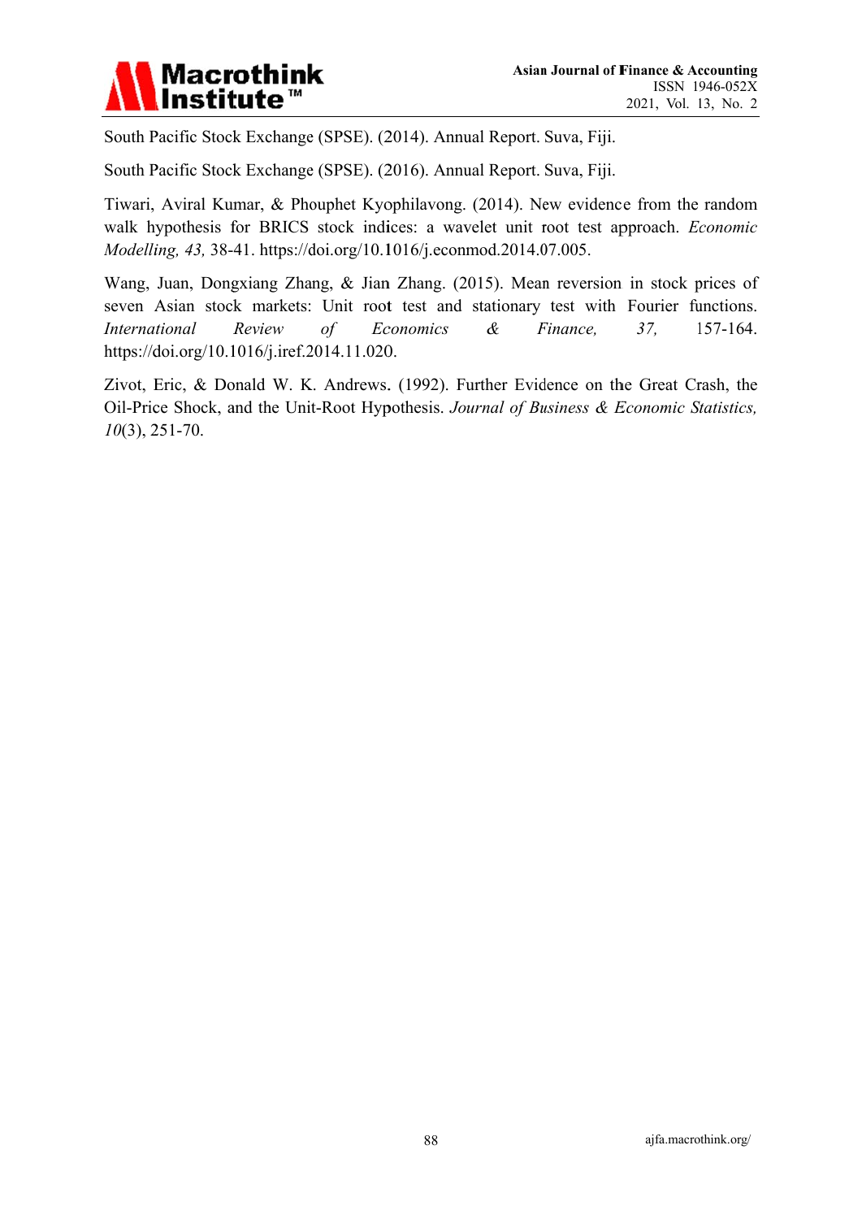South Pacific Stock Exchange (SPSE). (2014). Annual Report. Suva, Fiji.

South Pacific Stock Exchange (SPSE). (2016). Annual Report. Suva, Fiji.

Tiwari, Aviral Kumar, & Phouphet Kyophilavong. (2014). New evidence from the random walk hypothesis for BRICS stock indices: a wavelet unit root test approach. *Economic Modelling, 43,* 38-41. https://doi.org/10.1016/j.econmod.2014.07.005.

Wang, Juan, Dongxiang Zhang, & Jian Zhang. (2015). Mean reversion in stock prices of seven Asian stock markets: Unit root test and stationary test with Fourier functions. *International Review of Economics & Finance, 37,* 157-164. https://doi.org/10.1016/j.iref.2014.11.020.

Zivot, Eric, & Donald W. K. Andrews. (1992). Further Evidence on the Great Crash, the Oil-Price Shock, and the Unit-Root Hypothesis. *Journal of Business & Economic Statistics, 10*(3), 251-70.